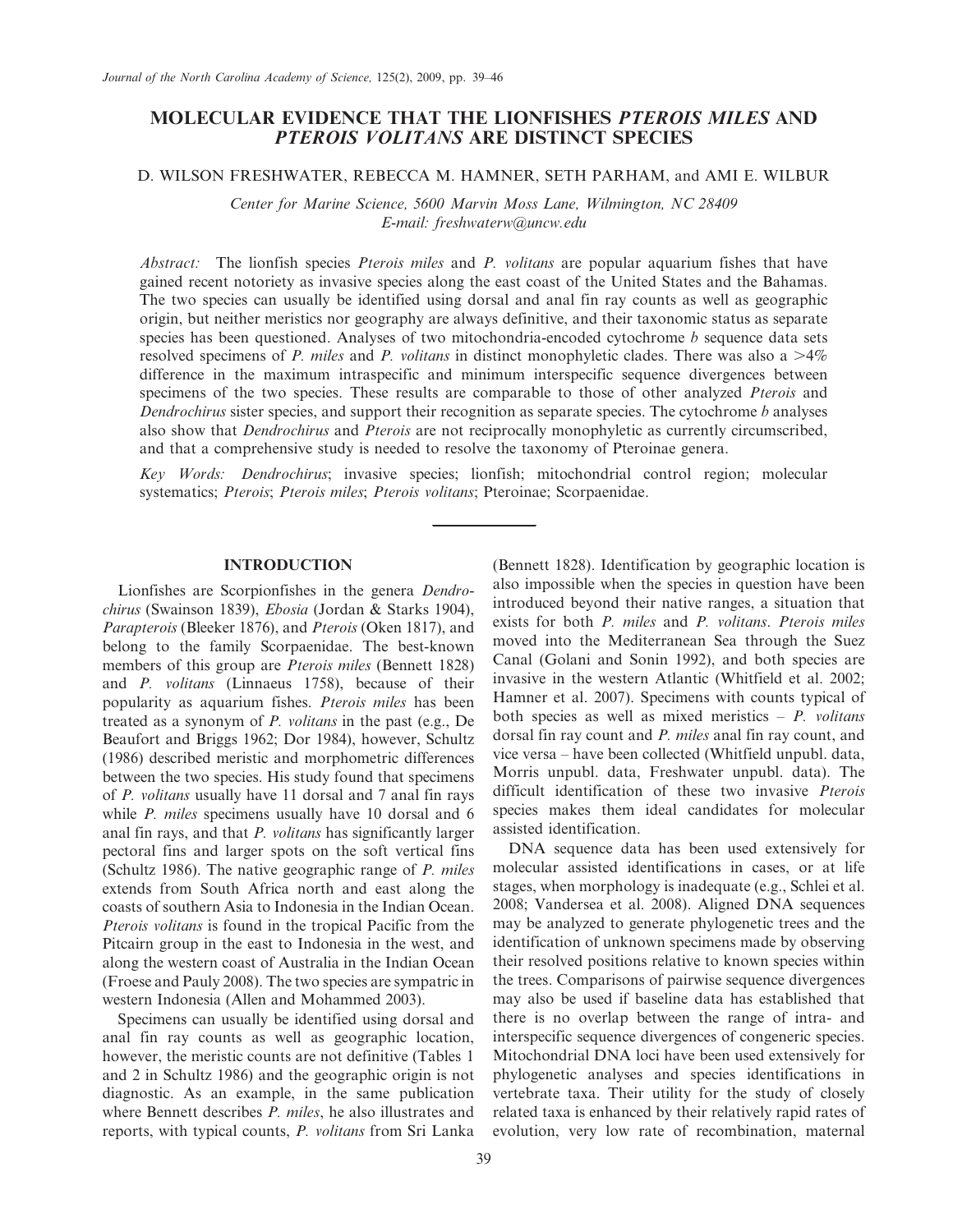# MOLECULAR EVIDENCE THAT THE LIONFISHES *PTEROIS MILES* AND *PTEROIS VOLITANS* ARE DISTINCT SPECIES

D. WILSON FRESHWATER, REBECCA M. HAMNER, SETH PARHAM, and AMI E. WILBUR

*Center for Marine Science, 5600 Marvin Moss Lane, Wilmington, NC 28409*
*E-mail: freshwaterw@uncw.edu*

*Abstract:* The lionfish species *Pterois miles* and *P. volitans* are popular aquarium fishes that have gained recent notoriety as invasive species along the east coast of the United States and the Bahamas. The two species can usually be identified using dorsal and anal fin ray counts as well as geographic origin, but neither meristics nor geography are always definitive, and their taxonomic status as separate species has been questioned. Analyses of two mitochondria-encoded cytochrome *b* sequence data sets resolved specimens of *P. miles* and *P. volitans* in distinct monophyletic clades. There was also a >4% difference in the maximum intraspecific and minimum interspecific sequence divergences between specimens of the two species. These results are comparable to those of other analyzed *Pterois* and *Dendrochirus* sister species, and support their recognition as separate species. The cytochrome *b* analyses also show that *Dendrochirus* and *Pterois* are not reciprocally monophyletic as currently circumscribed, and that a comprehensive study is needed to resolve the taxonomy of Pteroinae genera.

*Key Words:* *Dendrochirus*; invasive species; lionfish; mitochondrial control region; molecular systematics; *Pterois*; *Pterois miles*; *Pterois volitans*; Pteroinae; Scorpaenidae.

## INTRODUCTION

Lionfishes are Scorpionfishes in the genera *Dendrochirus* (Swainson 1839), *Ebosia* (Jordan & Starks 1904), *Parapterois* (Bleeker 1876), and *Pterois* (Oken 1817), and belong to the family Scorpaenidae. The best-known members of this group are *Pterois miles* (Bennett 1828) and *P. volitans* (Linnaeus 1758), because of their popularity as aquarium fishes. *Pterois miles* has been treated as a synonym of *P. volitans* in the past (e.g., De Beaufort and Briggs 1962; Dor 1984), however, Schultz (1986) described meristic and morphometric differences between the two species. His study found that specimens of *P. volitans* usually have 11 dorsal and 7 anal fin rays while *P. miles* specimens usually have 10 dorsal and 6 anal fin rays, and that *P. volitans* has significantly larger pectoral fins and larger spots on the soft vertical fins (Schultz 1986). The native geographic range of *P. miles* extends from South Africa north and east along the coasts of southern Asia to Indonesia in the Indian Ocean. *Pterois volitans* is found in the tropical Pacific from the Pitcairn group in the east to Indonesia in the west, and along the western coast of Australia in the Indian Ocean (Froese and Pauly 2008). The two species are sympatric in western Indonesia (Allen and Mohammed 2003).

Specimens can usually be identified using dorsal and anal fin ray counts as well as geographic location, however, the meristic counts are not definitive (Tables 1 and 2 in Schultz 1986) and the geographic origin is not diagnostic. As an example, in the same publication where Bennett describes *P. miles*, he also illustrates and reports, with typical counts, *P. volitans* from Sri Lanka (Bennett 1828). Identification by geographic location is also impossible when the species in question have been introduced beyond their native ranges, a situation that exists for both *P. miles* and *P. volitans*. *Pterois miles* moved into the Mediterranean Sea through the Suez Canal (Golani and Sonin 1992), and both species are invasive in the western Atlantic (Whitfield et al. 2002; Hamner et al. 2007). Specimens with counts typical of both species as well as mixed meristics – *P. volitans* dorsal fin ray count and *P. miles* anal fin ray count, and vice versa – have been collected (Whitfield unpubl. data, Morris unpubl. data, Freshwater unpubl. data). The difficult identification of these two invasive *Pterois* species makes them ideal candidates for molecular assisted identification.

DNA sequence data has been used extensively for molecular assisted identifications in cases, or at life stages, when morphology is inadequate (e.g., Schlei et al. 2008; Vandersea et al. 2008). Aligned DNA sequences may be analyzed to generate phylogenetic trees and the identification of unknown specimens made by observing their resolved positions relative to known species within the trees. Comparisons of pairwise sequence divergences may also be used if baseline data has established that there is no overlap between the range of intra- and interspecific sequence divergences of congeneric species. Mitochondrial DNA loci have been used extensively for phylogenetic analyses and species identifications in vertebrate taxa. Their utility for the study of closely related taxa is enhanced by their relatively rapid rates of evolution, very low rate of recombination, maternal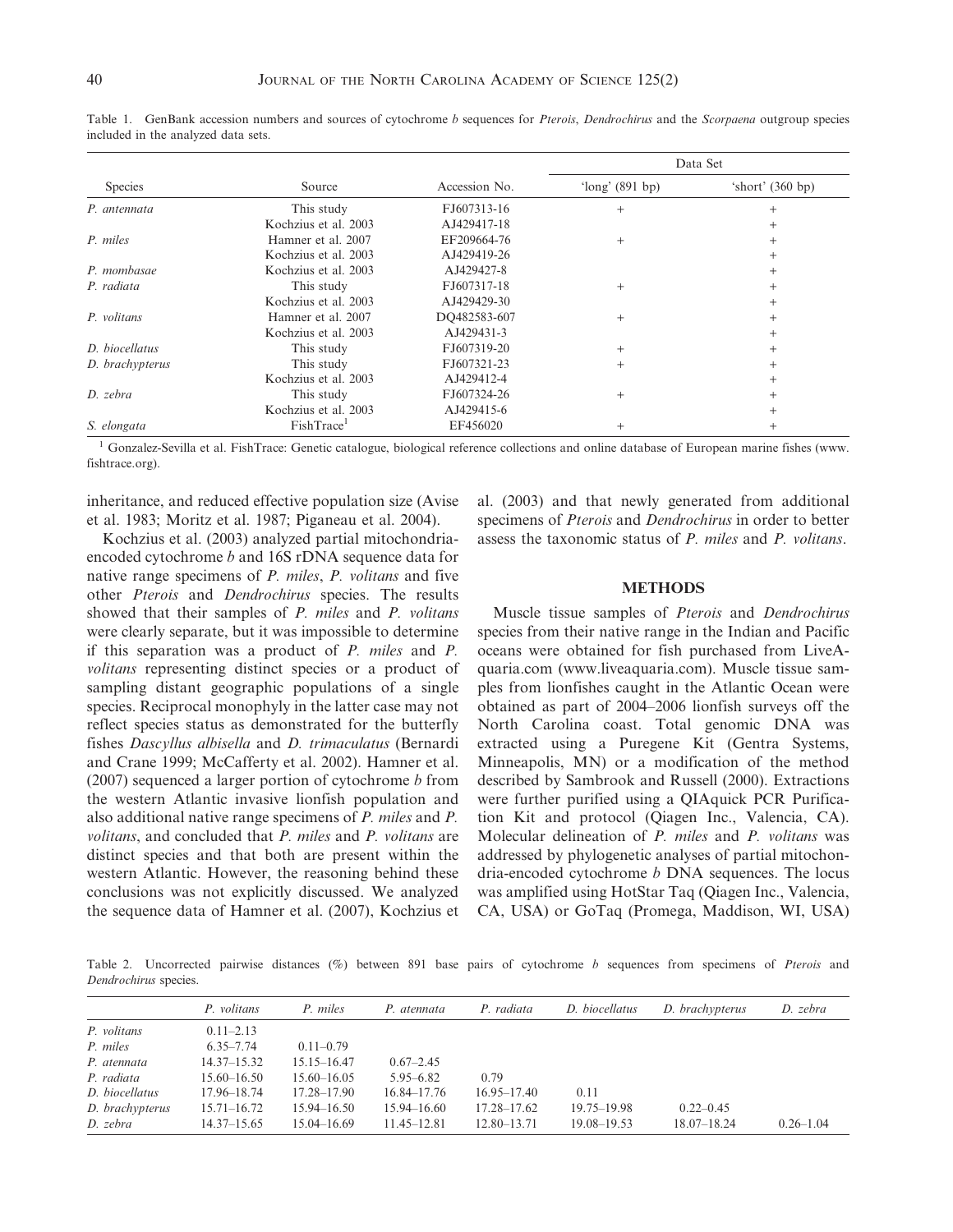Table 1. GenBank accession numbers and sources of cytochrome *b* sequences for *Pterois*, *Dendrochirus* and the *Scorpaena* outgroup species included in the analyzed data sets.

| Species | Source | Accession No. | Data Set | |
|---|---|---|---|---|
| | | | 'long' (891 bp) | 'short' (360 bp) |
| *P. antennata* | This study | FJ607313-16 | + | + |
| | Kochzius et al. 2003 | AJ429417-18 | | + |
| *P. miles* | Hamner et al. 2007 | EF209664-76 | + | + |
| | Kochzius et al. 2003 | AJ429419-26 | | + |
| *P. mombasae* | Kochzius et al. 2003 | AJ429427-8 | | + |
| *P. radiata* | This study | FJ607317-18 | + | + |
| | Kochzius et al. 2003 | AJ429429-30 | | + |
| *P. volitans* | Hamner et al. 2007 | DQ482583-607 | + | + |
| | Kochzius et al. 2003 | AJ429431-3 | | + |
| *D. biocellatus* | This study | FJ607319-20 | + | + |
| *D. brachypterus* | This study | FJ607321-23 | + | + |
| | Kochzius et al. 2003 | AJ429412-4 | | + |
| *D. zebra* | This study | FJ607324-26 | + | + |
| | Kochzius et al. 2003 | AJ429415-6 | | + |
| *S. elongata* | FishTrace[1] | EF456020 | + | + |

[1] Gonzalez-Sevilla et al. FishTrace: Genetic catalogue, biological reference collections and online database of European marine fishes (www.fishtrace.org).

inheritance, and reduced effective population size (Avise et al. 1983; Moritz et al. 1987; Piganeau et al. 2004).

Kochzius et al. (2003) analyzed partial mitochondria-encoded cytochrome *b* and 16S rDNA sequence data for native range specimens of *P. miles*, *P. volitans* and five other *Pterois* and *Dendrochirus* species. The results showed that their samples of *P. miles* and *P. volitans* were clearly separate, but it was impossible to determine if this separation was a product of *P. miles* and *P. volitans* representing distinct species or a product of sampling distant geographic populations of a single species. Reciprocal monophyly in the latter case may not reflect species status as demonstrated for the butterfly fishes *Dascyllus albisella* and *D. trimaculatus* (Bernardi and Crane 1999; McCafferty et al. 2002). Hamner et al. (2007) sequenced a larger portion of cytochrome *b* from the western Atlantic invasive lionfish population and also additional native range specimens of *P. miles* and *P. volitans*, and concluded that *P. miles* and *P. volitans* are distinct species and that both are present within the western Atlantic. However, the reasoning behind these conclusions was not explicitly discussed. We analyzed the sequence data of Hamner et al. (2007), Kochzius et al. (2003) and that newly generated from additional specimens of *Pterois* and *Dendrochirus* in order to better assess the taxonomic status of *P. miles* and *P. volitans*.

## METHODS

Muscle tissue samples of *Pterois* and *Dendrochirus* species from their native range in the Indian and Pacific oceans were obtained for fish purchased from LiveAquaria.com (www.liveaquaria.com). Muscle tissue samples from lionfishes caught in the Atlantic Ocean were obtained as part of 2004–2006 lionfish surveys off the North Carolina coast. Total genomic DNA was extracted using a Puregene Kit (Gentra Systems, Minneapolis, MN) or a modification of the method described by Sambrook and Russell (2000). Extractions were further purified using a QIAquick PCR Purification Kit and protocol (Qiagen Inc., Valencia, CA). Molecular delineation of *P. miles* and *P. volitans* was addressed by phylogenetic analyses of partial mitochondria-encoded cytochrome *b* DNA sequences. The locus was amplified using HotStar Taq (Qiagen Inc., Valencia, CA, USA) or GoTaq (Promega, Maddison, WI, USA)

Table 2. Uncorrected pairwise distances (%) between 891 base pairs of cytochrome *b* sequences from specimens of *Pterois* and *Dendrochirus* species.

| | *P. volitans* | *P. miles* | *P. atennata* | *P. radiata* | *D. biocellatus* | *D. brachypterus* | *D. zebra* |
|---|---|---|---|---|---|---|---|
| *P. volitans* | 0.11–2.13 | | | | | | |
| *P. miles* | 6.35–7.74 | 0.11–0.79 | | | | | |
| *P. atennata* | 14.37–15.32 | 15.15–16.47 | 0.67–2.45 | | | | |
| *P. radiata* | 15.60–16.50 | 15.60–16.05 | 5.95–6.82 | 0.79 | | | |
| *D. biocellatus* | 17.96–18.74 | 17.28–17.90 | 16.84–17.76 | 16.95–17.40 | 0.11 | | |
| *D. brachypterus* | 15.71–16.72 | 15.94–16.50 | 15.94–16.60 | 17.28–17.62 | 19.75–19.98 | 0.22–0.45 | |
| *D. zebra* | 14.37–15.65 | 15.04–16.69 | 11.45–12.81 | 12.80–13.71 | 19.08–19.53 | 18.07–18.24 | 0.26–1.04 |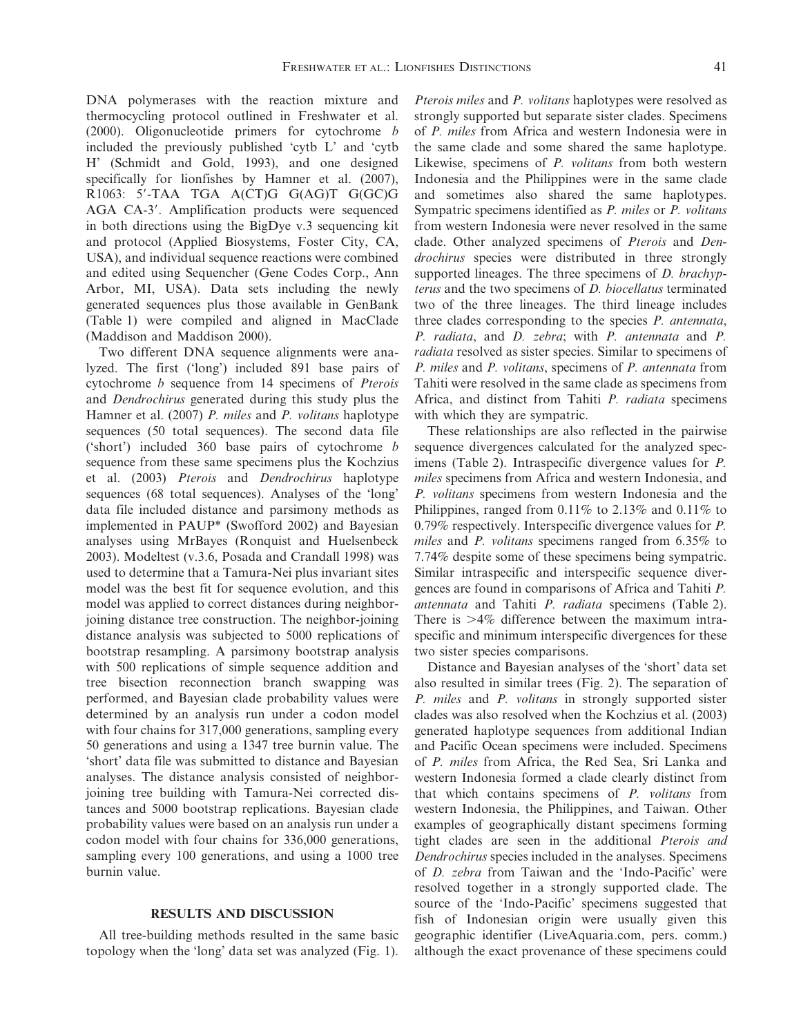DNA polymerases with the reaction mixture and thermocycling protocol outlined in Freshwater et al. (2000). Oligonucleotide primers for cytochrome *b* included the previously published 'cytb L' and 'cytb H' (Schmidt and Gold, 1993), and one designed specifically for lionfishes by Hamner et al. (2007), R1063: 5′-TAA TGA A(CT)G G(AG)T G(GC)G AGA CA-3′. Amplification products were sequenced in both directions using the BigDye v.3 sequencing kit and protocol (Applied Biosystems, Foster City, CA, USA), and individual sequence reactions were combined and edited using Sequencher (Gene Codes Corp., Ann Arbor, MI, USA). Data sets including the newly generated sequences plus those available in GenBank (Table 1) were compiled and aligned in MacClade (Maddison and Maddison 2000).

Two different DNA sequence alignments were analyzed. The first ('long') included 891 base pairs of cytochrome *b* sequence from 14 specimens of *Pterois* and *Dendrochirus* generated during this study plus the Hamner et al. (2007) *P. miles* and *P. volitans* haplotype sequences (50 total sequences). The second data file ('short') included 360 base pairs of cytochrome *b* sequence from these same specimens plus the Kochzius et al. (2003) *Pterois* and *Dendrochirus* haplotype sequences (68 total sequences). Analyses of the 'long' data file included distance and parsimony methods as implemented in PAUP* (Swofford 2002) and Bayesian analyses using MrBayes (Ronquist and Huelsenbeck 2003). Modeltest (v.3.6, Posada and Crandall 1998) was used to determine that a Tamura-Nei plus invariant sites model was the best fit for sequence evolution, and this model was applied to correct distances during neighbor-joining distance tree construction. The neighbor-joining distance analysis was subjected to 5000 replications of bootstrap resampling. A parsimony bootstrap analysis with 500 replications of simple sequence addition and tree bisection reconnection branch swapping was performed, and Bayesian clade probability values were determined by an analysis run under a codon model with four chains for 317,000 generations, sampling every 50 generations and using a 1347 tree burnin value. The 'short' data file was submitted to distance and Bayesian analyses. The distance analysis consisted of neighbor-joining tree building with Tamura-Nei corrected distances and 5000 bootstrap replications. Bayesian clade probability values were based on an analysis run under a codon model with four chains for 336,000 generations, sampling every 100 generations, and using a 1000 tree burnin value.

## RESULTS AND DISCUSSION

All tree-building methods resulted in the same basic topology when the 'long' data set was analyzed (Fig. 1). *Pterois miles* and *P. volitans* haplotypes were resolved as strongly supported but separate sister clades. Specimens of *P. miles* from Africa and western Indonesia were in the same clade and some shared the same haplotype. Likewise, specimens of *P. volitans* from both western Indonesia and the Philippines were in the same clade and sometimes also shared the same haplotypes. Sympatric specimens identified as *P. miles* or *P. volitans* from western Indonesia were never resolved in the same clade. Other analyzed specimens of *Pterois* and *Dendrochirus* species were distributed in three strongly supported lineages. The three specimens of *D. brachypterus* and the two specimens of *D. biocellatus* terminated two of the three lineages. The third lineage includes three clades corresponding to the species *P. antennata*, *P. radiata*, and *D. zebra*; with *P. antennata* and *P. radiata* resolved as sister species. Similar to specimens of *P. miles* and *P. volitans*, specimens of *P. antennata* from Tahiti were resolved in the same clade as specimens from Africa, and distinct from Tahiti *P. radiata* specimens with which they are sympatric.

These relationships are also reflected in the pairwise sequence divergences calculated for the analyzed specimens (Table 2). Intraspecific divergence values for *P. miles* specimens from Africa and western Indonesia, and *P. volitans* specimens from western Indonesia and the Philippines, ranged from 0.11% to 2.13% and 0.11% to 0.79% respectively. Interspecific divergence values for *P. miles* and *P. volitans* specimens ranged from 6.35% to 7.74% despite some of these specimens being sympatric. Similar intraspecific and interspecific sequence divergences are found in comparisons of Africa and Tahiti *P. antennata* and Tahiti *P. radiata* specimens (Table 2). There is >4% difference between the maximum intraspecific and minimum interspecific divergences for these two sister species comparisons.

Distance and Bayesian analyses of the 'short' data set also resulted in similar trees (Fig. 2). The separation of *P. miles* and *P. volitans* in strongly supported sister clades was also resolved when the Kochzius et al. (2003) generated haplotype sequences from additional Indian and Pacific Ocean specimens were included. Specimens of *P. miles* from Africa, the Red Sea, Sri Lanka and western Indonesia formed a clade clearly distinct from that which contains specimens of *P. volitans* from western Indonesia, the Philippines, and Taiwan. Other examples of geographically distant specimens forming tight clades are seen in the additional *Pterois and Dendrochirus* species included in the analyses. Specimens of *D. zebra* from Taiwan and the 'Indo-Pacific' were resolved together in a strongly supported clade. The source of the 'Indo-Pacific' specimens suggested that fish of Indonesian origin were usually given this geographic identifier (LiveAquaria.com, pers. comm.) although the exact provenance of these specimens could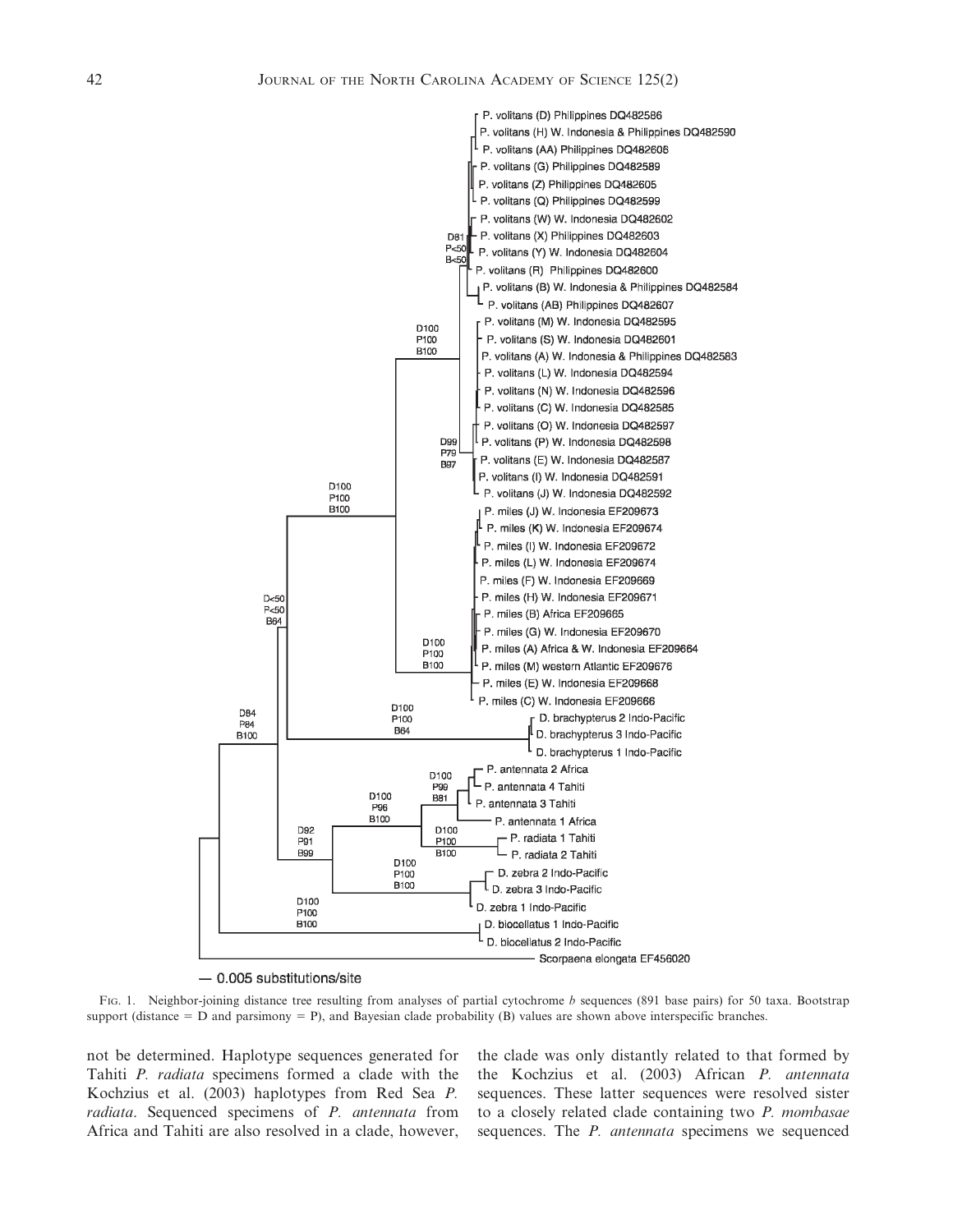FIG. 1. Neighbor-joining distance tree resulting from analyses of partial cytochrome *b* sequences (891 base pairs) for 50 taxa. Bootstrap support (distance = D and parsimony = P), and Bayesian clade probability (B) values are shown above interspecific branches.

not be determined. Haplotype sequences generated for Tahiti *P. radiata* specimens formed a clade with the Kochzius et al. (2003) haplotypes from Red Sea *P. radiata*. Sequenced specimens of *P. antennata* from Africa and Tahiti are also resolved in a clade, however, the clade was only distantly related to that formed by the Kochzius et al. (2003) African *P. antennata* sequences. These latter sequences were resolved sister to a closely related clade containing two *P. mombasae* sequences. The *P. antennata* specimens we sequenced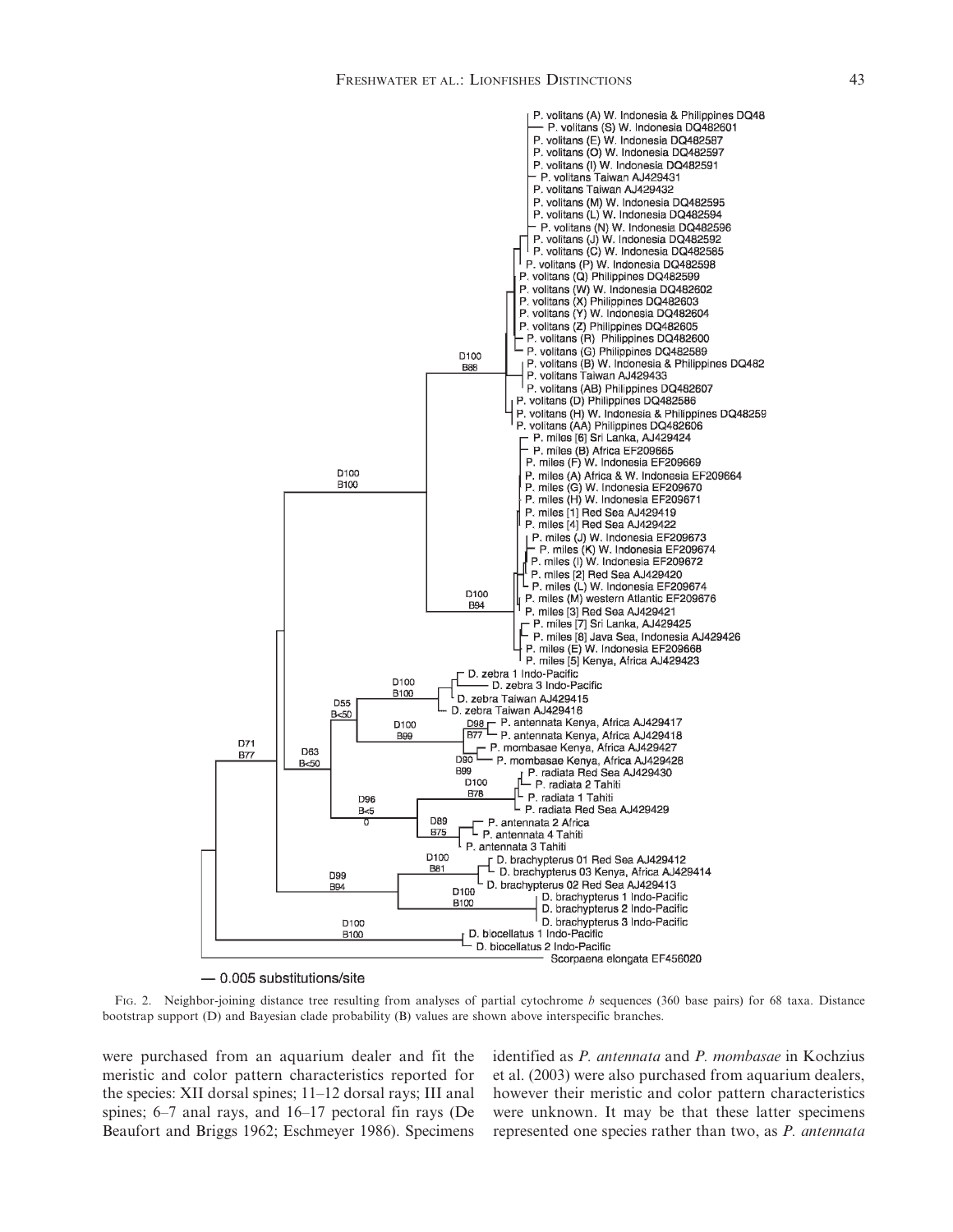FIG. 2. Neighbor-joining distance tree resulting from analyses of partial cytochrome *b* sequences (360 base pairs) for 68 taxa. Distance bootstrap support (D) and Bayesian clade probability (B) values are shown above interspecific branches.

were purchased from an aquarium dealer and fit the meristic and color pattern characteristics reported for the species: XII dorsal spines; 11–12 dorsal rays; III anal spines; 6–7 anal rays, and 16–17 pectoral fin rays (De Beaufort and Briggs 1962; Eschmeyer 1986). Specimens identified as *P. antennata* and *P. mombasae* in Kochzius et al. (2003) were also purchased from aquarium dealers, however their meristic and color pattern characteristics were unknown. It may be that these latter specimens represented one species rather than two, as *P. antennata*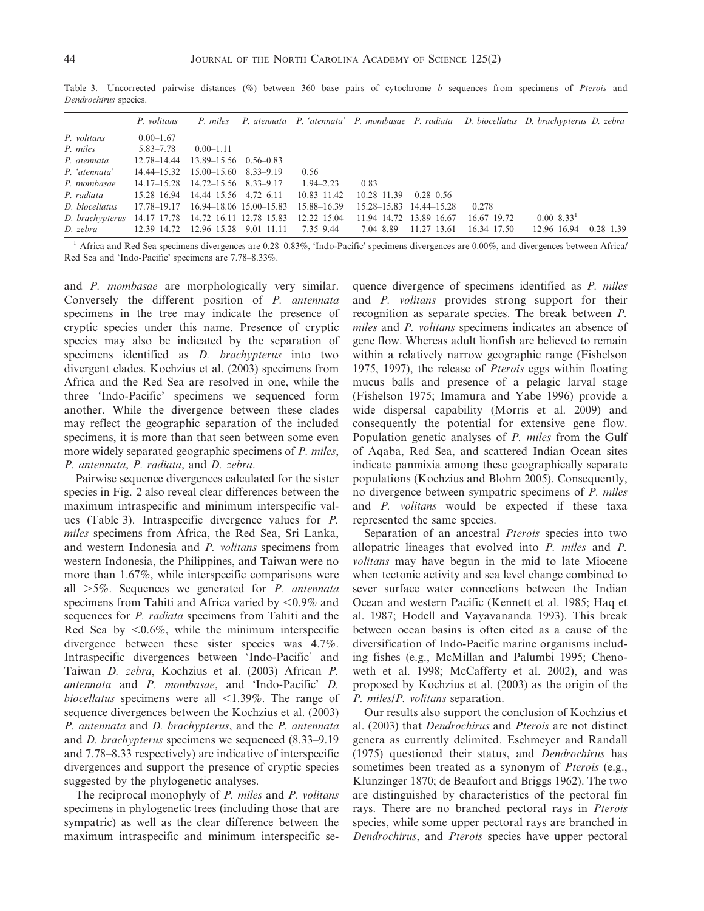Table 3. Uncorrected pairwise distances (%) between 360 base pairs of cytochrome *b* sequences from specimens of *Pterois* and *Dendrochirus* species.

| | *P. volitans* | *P. miles* | *P. atennata* | *P. 'atennata'* | *P. mombasae* | *P. radiata* | *D. biocellatus* | *D. brachypterus* | *D. zebra* |
|---|---|---|---|---|---|---|---|---|---|
| *P. volitans* | 0.00–1.67 | | | | | | | | |
| *P. miles* | 5.83–7.78 | 0.00–1.11 | | | | | | | |
| *P. atennata* | 12.78–14.44 | 13.89–15.56 | 0.56–0.83 | | | | | | |
| *P. 'atennata'* | 14.44–15.32 | 15.00–15.60 | 8.33–9.19 | 0.56 | | | | | |
| *P. mombasae* | 14.17–15.28 | 14.72–15.56 | 8.33–9.17 | 1.94–2.23 | 0.83 | | | | |
| *P. radiata* | 15.28–16.94 | 14.44–15.56 | 4.72–6.11 | 10.83–11.42 | 10.28–11.39 | 0.28–0.56 | | | |
| *D. biocellatus* | 17.78–19.17 | 16.94–18.06 | 15.00–15.83 | 15.88–16.39 | 15.28–15.83 | 14.44–15.28 | 0.278 | | |
| *D. brachypterus* | 14.17–17.78 | 14.72–16.11 | 12.78–15.83 | 12.22–15.04 | 11.94–14.72 | 13.89–16.67 | 16.67–19.72 | 0.00–8.33[1] | |
| *D. zebra* | 12.39–14.72 | 12.96–15.28 | 9.01–11.11 | 7.35–9.44 | 7.04–8.89 | 11.27–13.61 | 16.34–17.50 | 12.96–16.94 | 0.28–1.39 |

[1] Africa and Red Sea specimens divergences are 0.28–0.83%, 'Indo-Pacific' specimens divergences are 0.00%, and divergences between Africa/Red Sea and 'Indo-Pacific' specimens are 7.78–8.33%.

and *P. mombasae* are morphologically very similar. Conversely the different position of *P. antennata* specimens in the tree may indicate the presence of cryptic species under this name. Presence of cryptic species may also be indicated by the separation of specimens identified as *D. brachypterus* into two divergent clades. Kochzius et al. (2003) specimens from Africa and the Red Sea are resolved in one, while the three 'Indo-Pacific' specimens we sequenced form another. While the divergence between these clades may reflect the geographic separation of the included specimens, it is more than that seen between some even more widely separated geographic specimens of *P. miles*, *P. antennata*, *P. radiata*, and *D. zebra*.

Pairwise sequence divergences calculated for the sister species in Fig. 2 also reveal clear differences between the maximum intraspecific and minimum interspecific values (Table 3). Intraspecific divergence values for *P. miles* specimens from Africa, the Red Sea, Sri Lanka, and western Indonesia and *P. volitans* specimens from western Indonesia, the Philippines, and Taiwan were no more than 1.67%, while interspecific comparisons were all >5%. Sequences we generated for *P. antennata* specimens from Tahiti and Africa varied by <0.9% and sequences for *P. radiata* specimens from Tahiti and the Red Sea by <0.6%, while the minimum interspecific divergence between these sister species was 4.7%. Intraspecific divergences between 'Indo-Pacific' and Taiwan *D. zebra*, Kochzius et al. (2003) African *P. antennata* and *P. mombasae*, and 'Indo-Pacific' *D. biocellatus* specimens were all <1.39%. The range of sequence divergences between the Kochzius et al. (2003) *P. antennata* and *D. brachypterus*, and the *P. antennata* and *D. brachypterus* specimens we sequenced (8.33–9.19 and 7.78–8.33 respectively) are indicative of interspecific divergences and support the presence of cryptic species suggested by the phylogenetic analyses.

The reciprocal monophyly of *P. miles* and *P. volitans* specimens in phylogenetic trees (including those that are sympatric) as well as the clear difference between the maximum intraspecific and minimum interspecific sequence divergence of specimens identified as *P. miles* and *P. volitans* provides strong support for their recognition as separate species. The break between *P. miles* and *P. volitans* specimens indicates an absence of gene flow. Whereas adult lionfish are believed to remain within a relatively narrow geographic range (Fishelson 1975, 1997), the release of *Pterois* eggs within floating mucus balls and presence of a pelagic larval stage (Fishelson 1975; Imamura and Yabe 1996) provide a wide dispersal capability (Morris et al. 2009) and consequently the potential for extensive gene flow. Population genetic analyses of *P. miles* from the Gulf of Aqaba, Red Sea, and scattered Indian Ocean sites indicate panmixia among these geographically separate populations (Kochzius and Blohm 2005). Consequently, no divergence between sympatric specimens of *P. miles* and *P. volitans* would be expected if these taxa represented the same species.

Separation of an ancestral *Pterois* species into two allopatric lineages that evolved into *P. miles* and *P. volitans* may have begun in the mid to late Miocene when tectonic activity and sea level change combined to sever surface water connections between the Indian Ocean and western Pacific (Kennett et al. 1985; Haq et al. 1987; Hodell and Vayavananda 1993). This break between ocean basins is often cited as a cause of the diversification of Indo-Pacific marine organisms including fishes (e.g., McMillan and Palumbi 1995; Chenoweth et al. 1998; McCafferty et al. 2002), and was proposed by Kochzius et al. (2003) as the origin of the *P. miles*/*P. volitans* separation.

Our results also support the conclusion of Kochzius et al. (2003) that *Dendrochirus* and *Pterois* are not distinct genera as currently delimited. Eschmeyer and Randall (1975) questioned their status, and *Dendrochirus* has sometimes been treated as a synonym of *Pterois* (e.g., Klunzinger 1870; de Beaufort and Briggs 1962). The two are distinguished by characteristics of the pectoral fin rays. There are no branched pectoral rays in *Pterois* species, while some upper pectoral rays are branched in *Dendrochirus*, and *Pterois* species have upper pectoral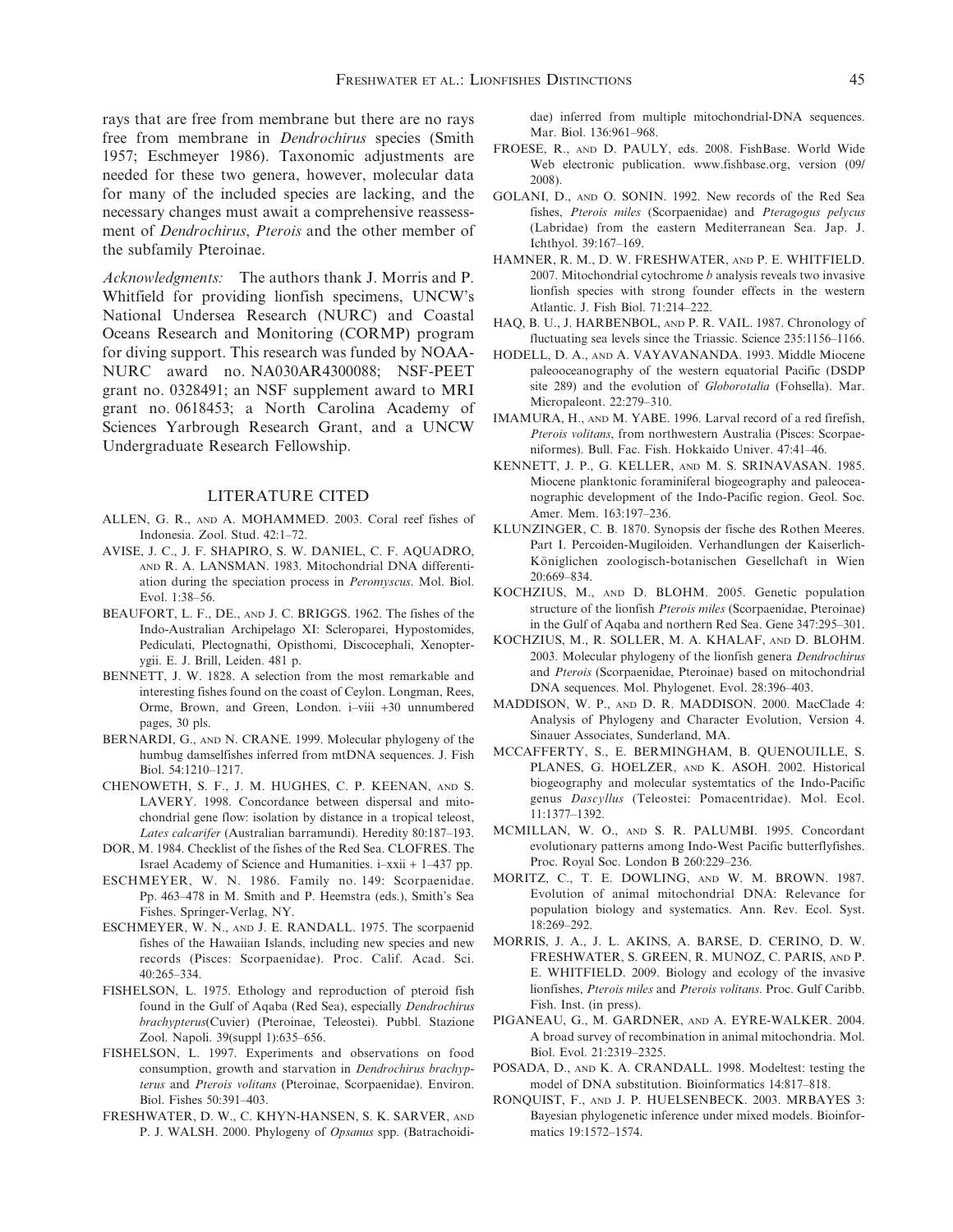rays that are free from membrane but there are no rays free from membrane in *Dendrochirus* species (Smith 1957; Eschmeyer 1986). Taxonomic adjustments are needed for these two genera, however, molecular data for many of the included species are lacking, and the necessary changes must await a comprehensive reassessment of *Dendrochirus*, *Pterois* and the other member of the subfamily Pteroinae.

*Acknowledgments:* The authors thank J. Morris and P. Whitfield for providing lionfish specimens, UNCW's National Undersea Research (NURC) and Coastal Oceans Research and Monitoring (CORMP) program for diving support. This research was funded by NOAA-NURC award no. NA030AR4300088; NSF-PEET grant no. 0328491; an NSF supplement award to MRI grant no. 0618453; a North Carolina Academy of Sciences Yarbrough Research Grant, and a UNCW Undergraduate Research Fellowship.

## LITERATURE CITED

ALLEN, G. R., AND A. MOHAMMED. 2003. Coral reef fishes of Indonesia. Zool. Stud. 42:1–72.

AVISE, J. C., J. F. SHAPIRO, S. W. DANIEL, C. F. AQUADRO, AND R. A. LANSMAN. 1983. Mitochondrial DNA differentiation during the speciation process in *Peromyscus*. Mol. Biol. Evol. 1:38–56.

BEAUFORT, L. F., DE., AND J. C. BRIGGS. 1962. The fishes of the Indo-Australian Archipelago XI: Scleroparei, Hypostomides, Pediculati, Plectognathi, Opisthomi, Discocephali, Xenopterygii. E. J. Brill, Leiden. 481 p.

BENNETT, J. W. 1828. A selection from the most remarkable and interesting fishes found on the coast of Ceylon. Longman, Rees, Orme, Brown, and Green, London. i–viii +30 unnumbered pages, 30 pls.

BERNARDI, G., AND N. CRANE. 1999. Molecular phylogeny of the humbug damselfishes inferred from mtDNA sequences. J. Fish Biol. 54:1210–1217.

CHENOWETH, S. F., J. M. HUGHES, C. P. KEENAN, AND S. LAVERY. 1998. Concordance between dispersal and mitochondrial gene flow: isolation by distance in a tropical teleost, *Lates calcarifer* (Australian barramundi). Heredity 80:187–193.

DOR, M. 1984. Checklist of the fishes of the Red Sea. CLOFRES. The Israel Academy of Science and Humanities. i–xxii + 1–437 pp.

ESCHMEYER, W. N. 1986. Family no. 149: Scorpaenidae. Pp. 463–478 in M. Smith and P. Heemstra (eds.), Smith's Sea Fishes. Springer-Verlag, NY.

ESCHMEYER, W. N., AND J. E. RANDALL. 1975. The scorpaenid fishes of the Hawaiian Islands, including new species and new records (Pisces: Scorpaenidae). Proc. Calif. Acad. Sci. 40:265–334.

FISHELSON, L. 1975. Ethology and reproduction of pteroid fish found in the Gulf of Aqaba (Red Sea), especially *Dendrochirus brachypterus*(Cuvier) (Pteroinae, Teleostei). Pubbl. Stazione Zool. Napoli. 39(suppl 1):635–656.

FISHELSON, L. 1997. Experiments and observations on food consumption, growth and starvation in *Dendrochirus brachypterus* and *Pterois volitans* (Pteroinae, Scorpaenidae). Environ. Biol. Fishes 50:391–403.

FRESHWATER, D. W., C. KHYN-HANSEN, S. K. SARVER, AND P. J. WALSH. 2000. Phylogeny of *Opsanus* spp. (Batrachoididae) inferred from multiple mitochondrial-DNA sequences. Mar. Biol. 136:961–968.

FROESE, R., AND D. PAULY, eds. 2008. FishBase. World Wide Web electronic publication. www.fishbase.org, version (09/2008).

GOLANI, D., AND O. SONIN. 1992. New records of the Red Sea fishes, *Pterois miles* (Scorpaenidae) and *Pteragogus pelycus* (Labridae) from the eastern Mediterranean Sea. Jap. J. Ichthyol. 39:167–169.

HAMNER, R. M., D. W. FRESHWATER, AND P. E. WHITFIELD. 2007. Mitochondrial cytochrome *b* analysis reveals two invasive lionfish species with strong founder effects in the western Atlantic. J. Fish Biol. 71:214–222.

HAQ, B. U., J. HARBENBOL, AND P. R. VAIL. 1987. Chronology of fluctuating sea levels since the Triassic. Science 235:1156–1166.

HODELL, D. A., AND A. VAYAVANANDA. 1993. Middle Miocene paleooceanography of the western equatorial Pacific (DSDP site 289) and the evolution of *Globorotalia* (Fohsella). Mar. Micropaleont. 22:279–310.

IMAMURA, H., AND M. YABE. 1996. Larval record of a red firefish, *Pterois volitans*, from northwestern Australia (Pisces: Scorpaeniformes). Bull. Fac. Fish. Hokkaido Univer. 47:41–46.

KENNETT, J. P., G. KELLER, AND M. S. SRINAVASAN. 1985. Miocene planktonic foraminiferal biogeography and paleoceanographic development of the Indo-Pacific region. Geol. Soc. Amer. Mem. 163:197–236.

KLUNZINGER, C. B. 1870. Synopsis der fische des Rothen Meeres. Part I. Percoiden-Mugiloiden. Verhandlungen der Kaiserlich-Königlichen zoologisch-botanischen Gesellchaft in Wien 20:669–834.

KOCHZIUS, M., AND D. BLOHM. 2005. Genetic population structure of the lionfish *Pterois miles* (Scorpaenidae, Pteroinae) in the Gulf of Aqaba and northern Red Sea. Gene 347:295–301.

KOCHZIUS, M., R. SOLLER, M. A. KHALAF, AND D. BLOHM. 2003. Molecular phylogeny of the lionfish genera *Dendrochirus* and *Pterois* (Scorpaenidae, Pteroinae) based on mitochondrial DNA sequences. Mol. Phylogenet. Evol. 28:396–403.

MADDISON, W. P., AND D. R. MADDISON. 2000. MacClade 4: Analysis of Phylogeny and Character Evolution, Version 4. Sinauer Associates, Sunderland, MA.

MCCAFFERTY, S., E. BERMINGHAM, B. QUENOUILLE, S. PLANES, G. HOELZER, AND K. ASOH. 2002. Historical biogeography and molecular systematics of the Indo-Pacific genus *Dascyllus* (Teleostei: Pomacentridae). Mol. Ecol. 11:1377–1392.

MCMILLAN, W. O., AND S. R. PALUMBI. 1995. Concordant evolutionary patterns among Indo-West Pacific butterflyfishes. Proc. Royal Soc. London B 260:229–236.

MORITZ, C., T. E. DOWLING, AND W. M. BROWN. 1987. Evolution of animal mitochondrial DNA: Relevance for population biology and systematics. Ann. Rev. Ecol. Syst. 18:269–292.

MORRIS, J. A., J. L. AKINS, A. BARSE, D. CERINO, D. W. FRESHWATER, S. GREEN, R. MUNOZ, C. PARIS, AND P. E. WHITFIELD. 2009. Biology and ecology of the invasive lionfishes, *Pterois miles* and *Pterois volitans*. Proc. Gulf Caribb. Fish. Inst. (in press).

PIGANEAU, G., M. GARDNER, AND A. EYRE-WALKER. 2004. A broad survey of recombination in animal mitochondria. Mol. Biol. Evol. 21:2319–2325.

POSADA, D., AND K. A. CRANDALL. 1998. Modeltest: testing the model of DNA substitution. Bioinformatics 14:817–818.

RONQUIST, F., AND J. P. HUELSENBECK. 2003. MRBAYES 3: Bayesian phylogenetic inference under mixed models. Bioinformatics 19:1572–1574.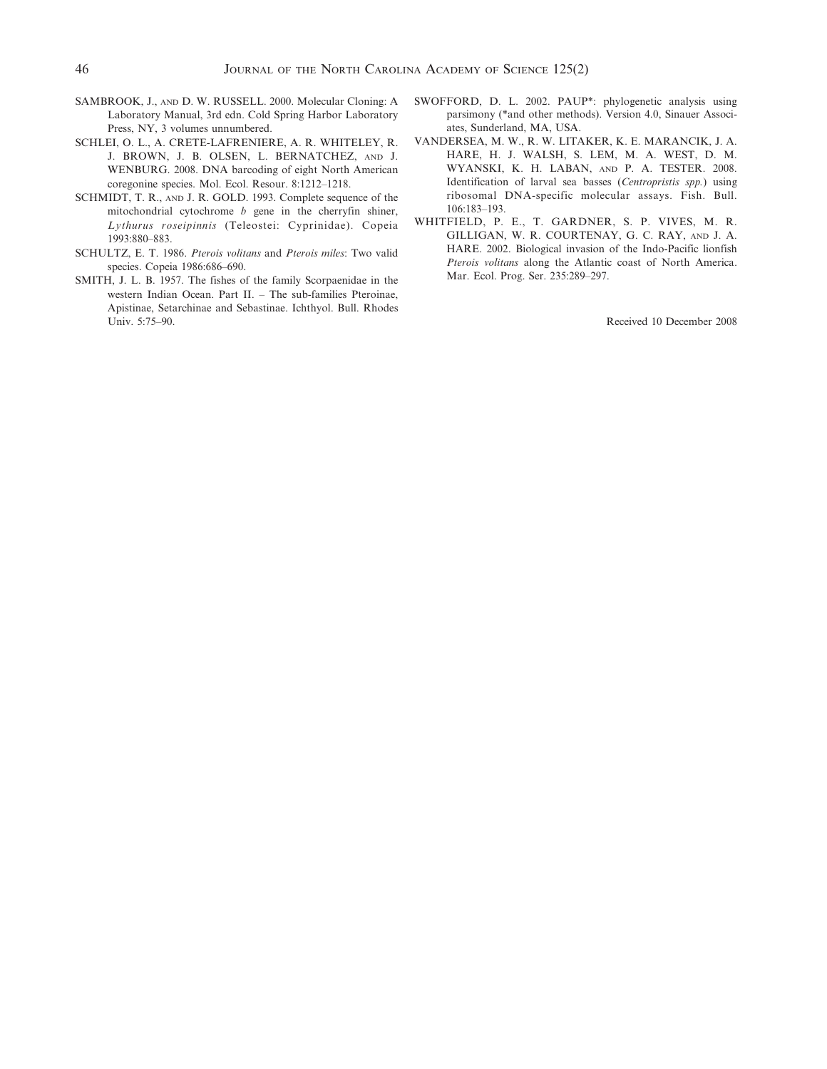SAMBROOK, J., AND D. W. RUSSELL. 2000. Molecular Cloning: A Laboratory Manual, 3rd edn. Cold Spring Harbor Laboratory Press, NY, 3 volumes unnumbered.

SCHLEI, O. L., A. CRETE-LAFRENIERE, A. R. WHITELEY, R. J. BROWN, J. B. OLSEN, L. BERNATCHEZ, AND J. WENBURG. 2008. DNA barcoding of eight North American coregonine species. Mol. Ecol. Resour. 8:1212–1218.

SCHMIDT, T. R., AND J. R. GOLD. 1993. Complete sequence of the mitochondrial cytochrome *b* gene in the cherryfin shiner, *Lythurus roseipinnis* (Teleostei: Cyprinidae). Copeia 1993:880–883.

SCHULTZ, E. T. 1986. *Pterois volitans* and *Pterois miles*: Two valid species. Copeia 1986:686–690.

SMITH, J. L. B. 1957. The fishes of the family Scorpaenidae in the western Indian Ocean. Part II. – The sub-families Pteroinae, Apistinae, Setarchinae and Sebastinae. Ichthyol. Bull. Rhodes Univ. 5:75–90.

SWOFFORD, D. L. 2002. PAUP*: phylogenetic analysis using parsimony (*and other methods). Version 4.0, Sinauer Associates, Sunderland, MA, USA.

VANDERSEA, M. W., R. W. LITAKER, K. E. MARANCIK, J. A. HARE, H. J. WALSH, S. LEM, M. A. WEST, D. M. WYANSKI, K. H. LABAN, AND P. A. TESTER. 2008. Identification of larval sea basses (*Centropristis spp.*) using ribosomal DNA-specific molecular assays. Fish. Bull. 106:183–193.

WHITFIELD, P. E., T. GARDNER, S. P. VIVES, M. R. GILLIGAN, W. R. COURTENAY, G. C. RAY, AND J. A. HARE. 2002. Biological invasion of the Indo-Pacific lionfish *Pterois volitans* along the Atlantic coast of North America. Mar. Ecol. Prog. Ser. 235:289–297.

Received 10 December 2008